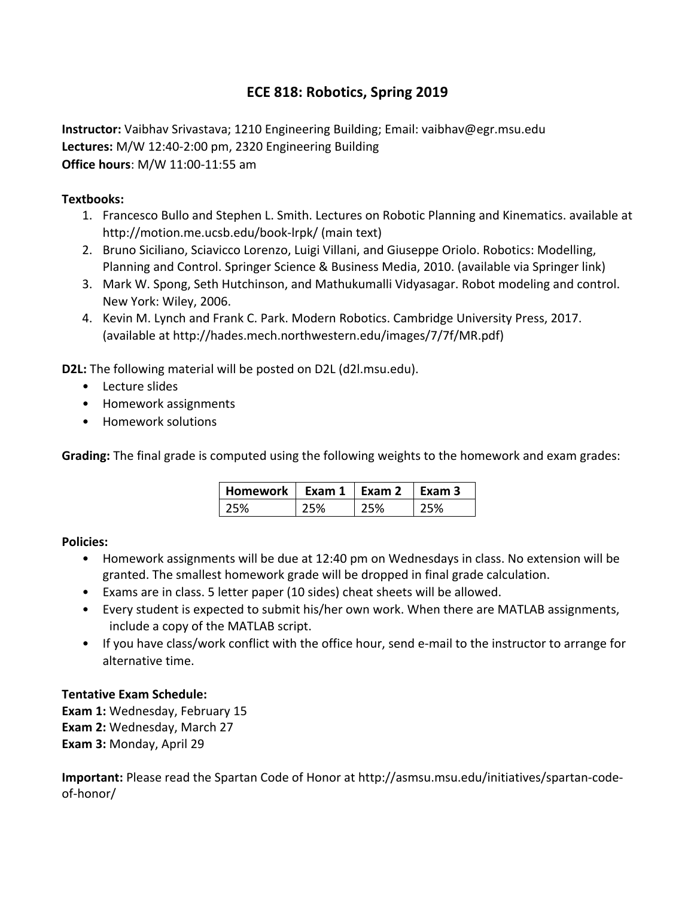# ECE 818: Robotics, Spring 2019

**Instructor:** Vaibhav Srivastava; 1210 Engineering Building; Email: vaibhav@egr.msu.edu
**Lectures:** M/W 12:40-2:00 pm, 2320 Engineering Building
**Office hours**: M/W 11:00-11:55 am

**Textbooks:**

1. Francesco Bullo and Stephen L. Smith. Lectures on Robotic Planning and Kinematics. available at http://motion.me.ucsb.edu/book-lrpk/ (main text)
2. Bruno Siciliano, Sciavicco Lorenzo, Luigi Villani, and Giuseppe Oriolo. Robotics: Modelling, Planning and Control. Springer Science & Business Media, 2010. (available via Springer link)
3. Mark W. Spong, Seth Hutchinson, and Mathukumalli Vidyasagar. Robot modeling and control. New York: Wiley, 2006.
4. Kevin M. Lynch and Frank C. Park. Modern Robotics. Cambridge University Press, 2017. (available at http://hades.mech.northwestern.edu/images/7/7f/MR.pdf)

**D2L:** The following material will be posted on D2L (d2l.msu.edu).

- Lecture slides
- Homework assignments
- Homework solutions

**Grading:** The final grade is computed using the following weights to the homework and exam grades:

| Homework | Exam 1 | Exam 2 | Exam 3 |
|---|---|---|---|
| 25% | 25% | 25% | 25% |

**Policies:**

- Homework assignments will be due at 12:40 pm on Wednesdays in class. No extension will be granted. The smallest homework grade will be dropped in final grade calculation.
- Exams are in class. 5 letter paper (10 sides) cheat sheets will be allowed.
- Every student is expected to submit his/her own work. When there are MATLAB assignments, include a copy of the MATLAB script.
- If you have class/work conflict with the office hour, send e-mail to the instructor to arrange for alternative time.

**Tentative Exam Schedule:**
**Exam 1:** Wednesday, February 15
**Exam 2:** Wednesday, March 27
**Exam 3:** Monday, April 29

**Important:** Please read the Spartan Code of Honor at http://asmsu.msu.edu/initiatives/spartan-code-of-honor/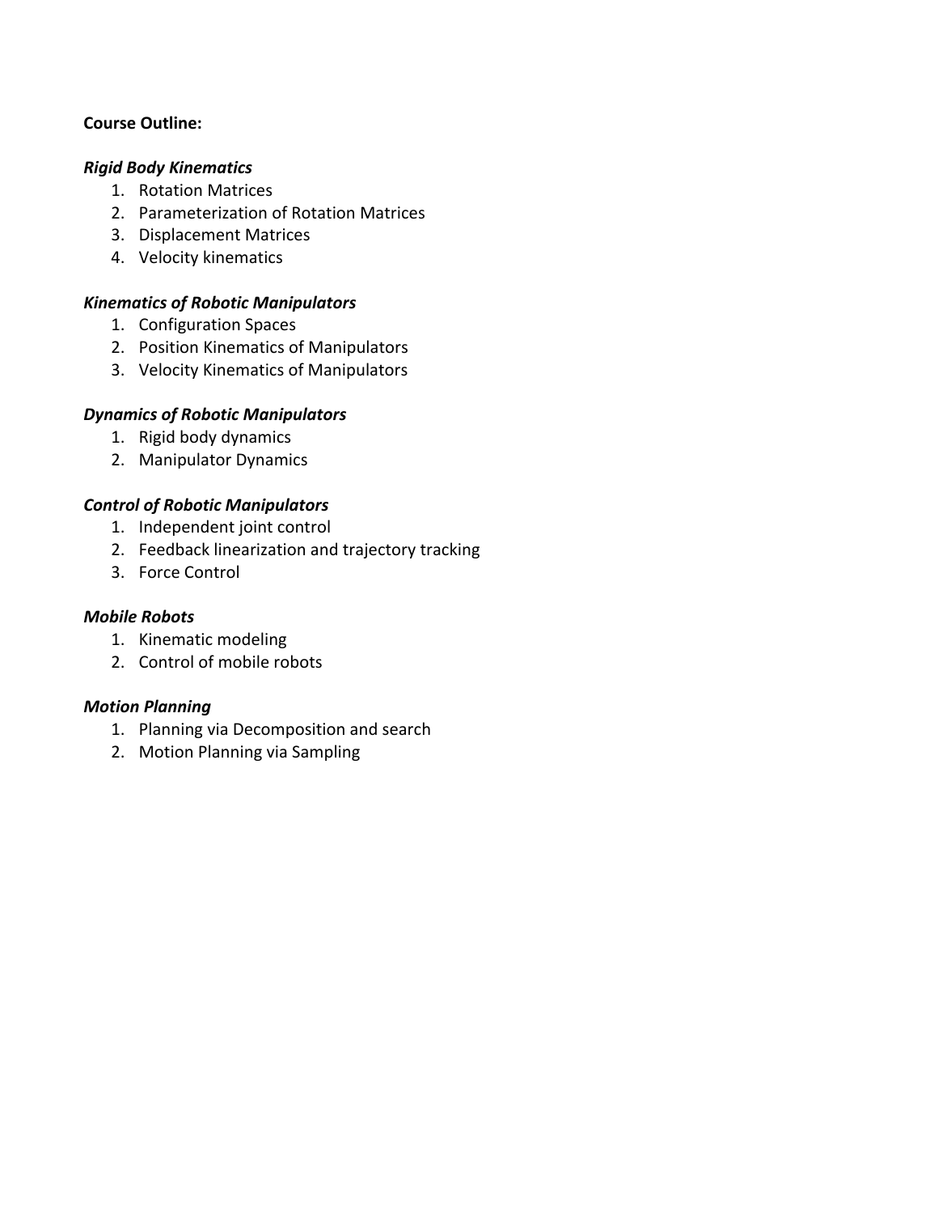**Course Outline:**

***Rigid Body Kinematics***

1. Rotation Matrices
2. Parameterization of Rotation Matrices
3. Displacement Matrices
4. Velocity kinematics

***Kinematics of Robotic Manipulators***

1. Configuration Spaces
2. Position Kinematics of Manipulators
3. Velocity Kinematics of Manipulators

***Dynamics of Robotic Manipulators***

1. Rigid body dynamics
2. Manipulator Dynamics

***Control of Robotic Manipulators***

1. Independent joint control
2. Feedback linearization and trajectory tracking
3. Force Control

***Mobile Robots***

1. Kinematic modeling
2. Control of mobile robots

***Motion Planning***

1. Planning via Decomposition and search
2. Motion Planning via Sampling